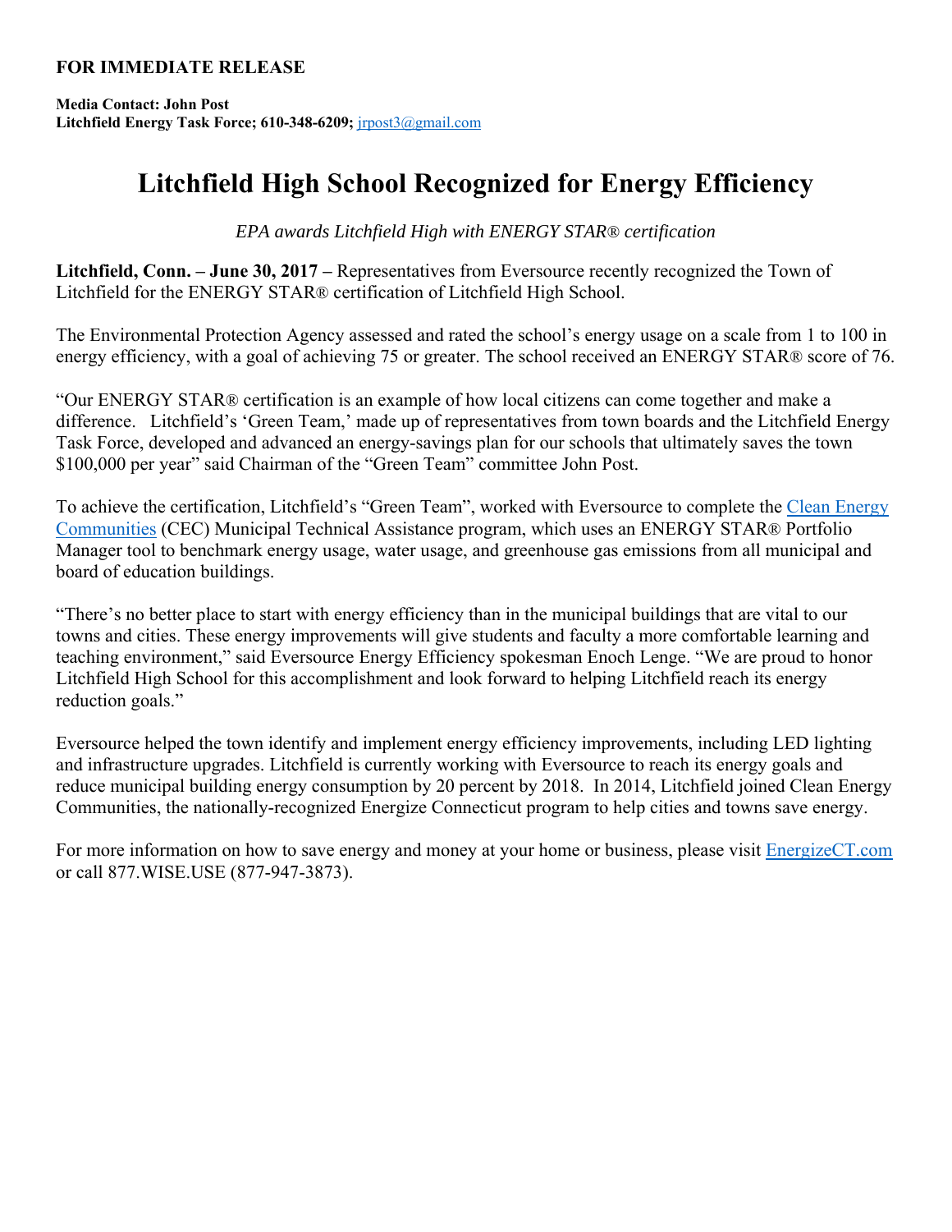**FOR IMMEDIATE RELEASE**

**Media Contact: John Post**
**Litchfield Energy Task Force; 610-348-6209;** jrpost3@gmail.com

# Litchfield High School Recognized for Energy Efficiency

*EPA awards Litchfield High with ENERGY STAR® certification*

**Litchfield, Conn. – June 30, 2017 –** Representatives from Eversource recently recognized the Town of Litchfield for the ENERGY STAR® certification of Litchfield High School.

The Environmental Protection Agency assessed and rated the school's energy usage on a scale from 1 to 100 in energy efficiency, with a goal of achieving 75 or greater. The school received an ENERGY STAR® score of 76.

"Our ENERGY STAR® certification is an example of how local citizens can come together and make a difference. Litchfield's 'Green Team,' made up of representatives from town boards and the Litchfield Energy Task Force, developed and advanced an energy-savings plan for our schools that ultimately saves the town $100,000 per year" said Chairman of the "Green Team" committee John Post.

To achieve the certification, Litchfield's "Green Team", worked with Eversource to complete the Clean Energy Communities (CEC) Municipal Technical Assistance program, which uses an ENERGY STAR® Portfolio Manager tool to benchmark energy usage, water usage, and greenhouse gas emissions from all municipal and board of education buildings.

"There's no better place to start with energy efficiency than in the municipal buildings that are vital to our towns and cities. These energy improvements will give students and faculty a more comfortable learning and teaching environment," said Eversource Energy Efficiency spokesman Enoch Lenge. "We are proud to honor Litchfield High School for this accomplishment and look forward to helping Litchfield reach its energy reduction goals."

Eversource helped the town identify and implement energy efficiency improvements, including LED lighting and infrastructure upgrades. Litchfield is currently working with Eversource to reach its energy goals and reduce municipal building energy consumption by 20 percent by 2018. In 2014, Litchfield joined Clean Energy Communities, the nationally-recognized Energize Connecticut program to help cities and towns save energy.

For more information on how to save energy and money at your home or business, please visit EnergizeCT.com or call 877.WISE.USE (877-947-3873).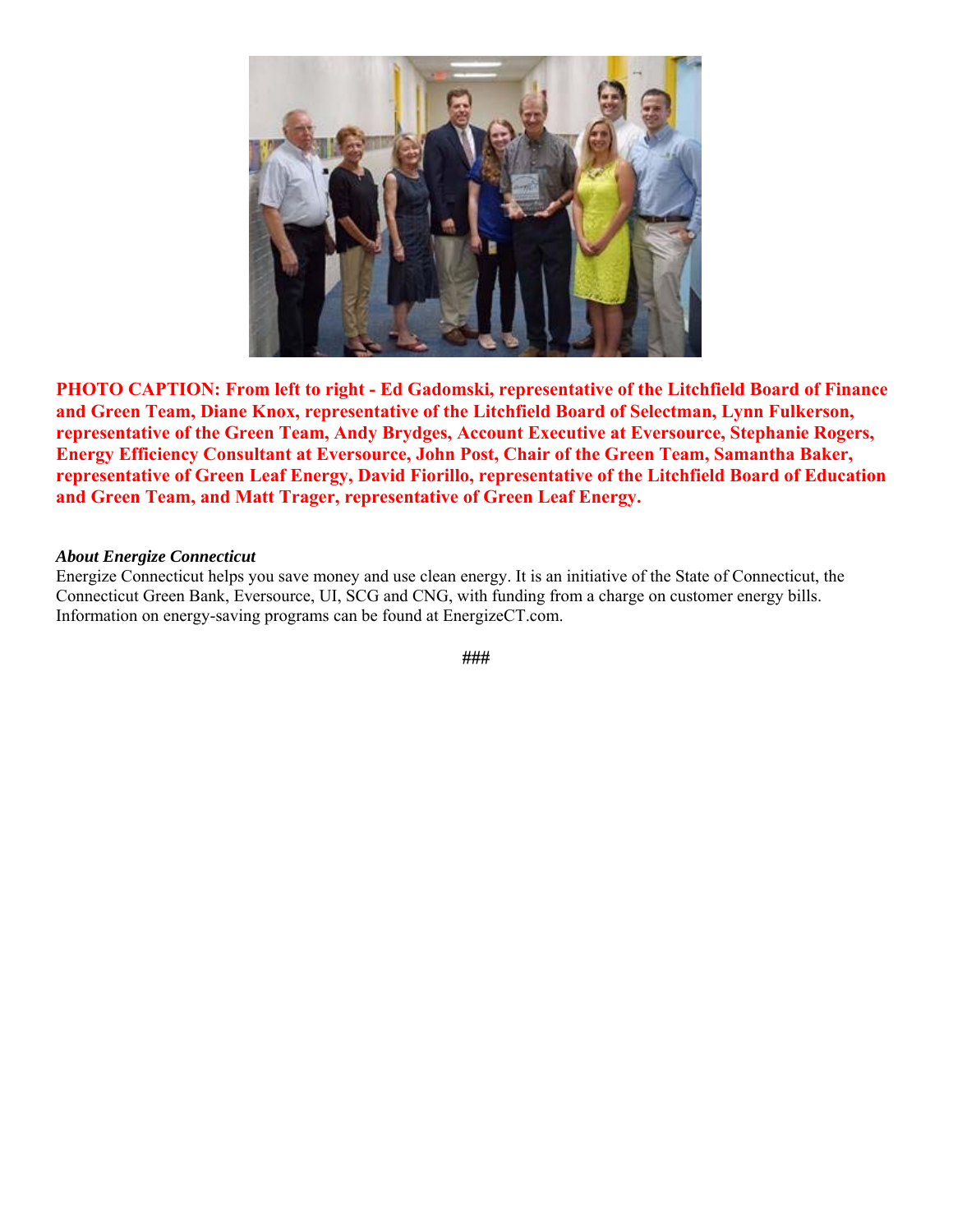**PHOTO CAPTION: From left to right - Ed Gadomski, representative of the Litchfield Board of Finance and Green Team, Diane Knox, representative of the Litchfield Board of Selectman, Lynn Fulkerson, representative of the Green Team, Andy Brydges, Account Executive at Eversource, Stephanie Rogers, Energy Efficiency Consultant at Eversource, John Post, Chair of the Green Team, Samantha Baker, representative of Green Leaf Energy, David Fiorillo, representative of the Litchfield Board of Education and Green Team, and Matt Trager, representative of Green Leaf Energy.**

***About Energize Connecticut***

Energize Connecticut helps you save money and use clean energy. It is an initiative of the State of Connecticut, the Connecticut Green Bank, Eversource, UI, SCG and CNG, with funding from a charge on customer energy bills. Information on energy-saving programs can be found at EnergizeCT.com.

###